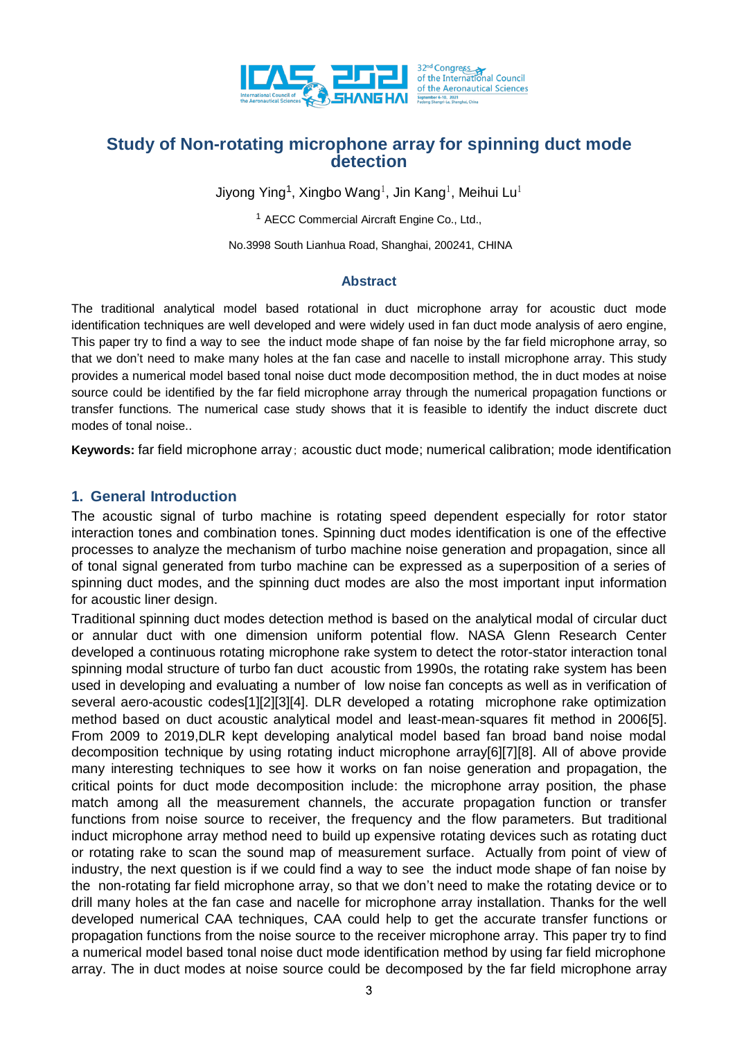# Study of Non-rotating microphone array for spinning duct mode detection

Jiyong Ying[1], Xingbo Wang[1], Jin Kang[1], Meihui Lu[1]

[1] AECC Commercial Aircraft Engine Co., Ltd.,

No.3998 South Lianhua Road, Shanghai, 200241, CHINA

## Abstract

The traditional analytical model based rotational in duct microphone array for acoustic duct mode identification techniques are well developed and were widely used in fan duct mode analysis of aero engine, This paper try to find a way to see the induct mode shape of fan noise by the far field microphone array, so that we don't need to make many holes at the fan case and nacelle to install microphone array. This study provides a numerical model based tonal noise duct mode decomposition method, the in duct modes at noise source could be identified by the far field microphone array through the numerical propagation functions or transfer functions. The numerical case study shows that it is feasible to identify the induct discrete duct modes of tonal noise..

**Keywords:** far field microphone array; acoustic duct mode; numerical calibration; mode identification

## 1. General Introduction

The acoustic signal of turbo machine is rotating speed dependent especially for rotor stator interaction tones and combination tones. Spinning duct modes identification is one of the effective processes to analyze the mechanism of turbo machine noise generation and propagation, since all of tonal signal generated from turbo machine can be expressed as a superposition of a series of spinning duct modes, and the spinning duct modes are also the most important input information for acoustic liner design.

Traditional spinning duct modes detection method is based on the analytical modal of circular duct or annular duct with one dimension uniform potential flow. NASA Glenn Research Center developed a continuous rotating microphone rake system to detect the rotor-stator interaction tonal spinning modal structure of turbo fan duct acoustic from 1990s, the rotating rake system has been used in developing and evaluating a number of low noise fan concepts as well as in verification of several aero-acoustic codes[1][2][3][4]. DLR developed a rotating microphone rake optimization method based on duct acoustic analytical model and least-mean-squares fit method in 2006[5]. From 2009 to 2019,DLR kept developing analytical model based fan broad band noise modal decomposition technique by using rotating induct microphone array[6][7][8]. All of above provide many interesting techniques to see how it works on fan noise generation and propagation, the critical points for duct mode decomposition include: the microphone array position, the phase match among all the measurement channels, the accurate propagation function or transfer functions from noise source to receiver, the frequency and the flow parameters. But traditional induct microphone array method need to build up expensive rotating devices such as rotating duct or rotating rake to scan the sound map of measurement surface. Actually from point of view of industry, the next question is if we could find a way to see the induct mode shape of fan noise by the non-rotating far field microphone array, so that we don't need to make the rotating device or to drill many holes at the fan case and nacelle for microphone array installation. Thanks for the well developed numerical CAA techniques, CAA could help to get the accurate transfer functions or propagation functions from the noise source to the receiver microphone array. This paper try to find a numerical model based tonal noise duct mode identification method by using far field microphone array. The in duct modes at noise source could be decomposed by the far field microphone array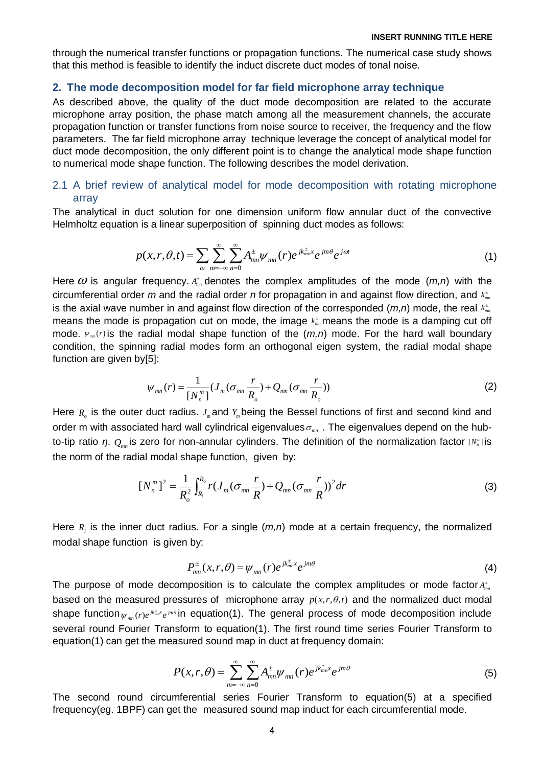through the numerical transfer functions or propagation functions. The numerical case study shows that this method is feasible to identify the induct discrete duct modes of tonal noise.

## 2. The mode decomposition model for far field microphone array technique

As described above, the quality of the duct mode decomposition are related to the accurate microphone array position, the phase match among all the measurement channels, the accurate propagation function or transfer functions from noise source to receiver, the frequency and the flow parameters. The far field microphone array technique leverage the concept of analytical model for duct mode decomposition, the only different point is to change the analytical mode shape function to numerical mode shape function. The following describes the model derivation.

### 2.1 A brief review of analytical model for mode decomposition with rotating microphone array

The analytical in duct solution for one dimension uniform flow annular duct of the convective Helmholtz equation is a linear superposition of spinning duct modes as follows:

$$p(x,r,\theta,t)=\sum_{\omega}\sum_{m=-\infty}^{\infty}\sum_{n=0}^{\infty}A_{mn}^{\pm}\psi_{mn}(r)e^{jk_{mn}^{\pm}x}e^{jm\theta}e^{j\omega t} \tag{1}$$

Here $\omega$ is angular frequency. $A_{mn}^{\pm}$ denotes the complex amplitudes of the mode (*m,n*) with the circumferential order *m* and the radial order *n* for propagation in and against flow direction, and $k_{mn}^{\pm}$ is the axial wave number in and against flow direction of the corresponded (*m,n*) mode, the real $k_{mn}^{\pm}$ means the mode is propagation cut on mode, the image $k_{mn}^{\pm}$ means the mode is a damping cut off mode. $\psi_{mn}(r)$ is the radial modal shape function of the (*m,n*) mode. For the hard wall boundary condition, the spinning radial modes form an orthogonal eigen system, the radial modal shape function are given by[5]:

$$\psi_{mn}(r)=\frac{1}{[N_n^m]}(J_m(\sigma_{mn}\frac{r}{R_o})+Q_{mn}(\sigma_{mn}\frac{r}{R_o})) \tag{2}$$

Here $R_o$ is the outer duct radius. $J_m$ and $Y_m$ being the Bessel functions of first and second kind and order m with associated hard wall cylindrical eigenvalues $\sigma_{mn}$. The eigenvalues depend on the hub-to-tip ratio *η*. $Q_{mn}$ is zero for non-annular cylinders. The definition of the normalization factor $[N_n^m]$ is the norm of the radial modal shape function, given by:

$$[N_n^m]^2=\frac{1}{R_o^2}\int_{R_i}^{R_o}r(J_m(\sigma_{mn}\frac{r}{R})+Q_{mn}(\sigma_{mn}\frac{r}{R}))^2dr \tag{3}$$

Here $R_i$ is the inner duct radius. For a single (*m,n*) mode at a certain frequency, the normalized modal shape function is given by:

$$P_{mn}^{\pm}(x,r,\theta)=\psi_{mn}(r)e^{jk_{mn}^{\pm}x}e^{jm\theta} \tag{4}$$

The purpose of mode decomposition is to calculate the complex amplitudes or mode factor $A_{mn}^{\pm}$ based on the measured pressures of microphone array $p(x,r,\theta,t)$ and the normalized duct modal shape function $\psi_{mn}(r)e^{jk_{mn}^{\pm}x}e^{jm\theta}$ in equation(1). The general process of mode decomposition include several round Fourier Transform to equation(1). The first round time series Fourier Transform to equation(1) can get the measured sound map in duct at frequency domain:

$$P(x,r,\theta)=\sum_{m=-\infty}^{\infty}\sum_{n=0}^{\infty}A_{mn}^{\pm}\psi_{mn}(r)e^{jk_{mn}^{\pm}x}e^{jm\theta} \tag{5}$$

The second round circumferential series Fourier Transform to equation(5) at a specified frequency(eg. 1BPF) can get the measured sound map induct for each circumferential mode.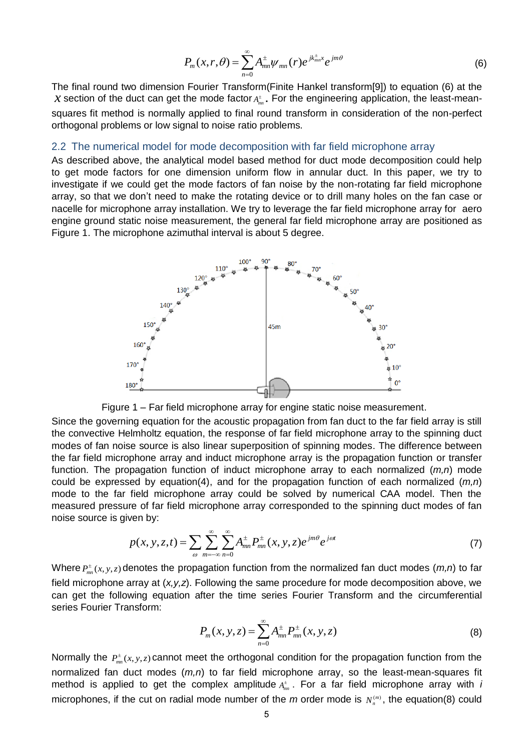$$P_m(x,r,\theta)=\sum_{n=0}^{\infty}A_{mn}^{\pm}\psi_{mn}(r)e^{jk_{mn}^{\pm}x}e^{jm\theta} \tag{6}$$

The final round two dimension Fourier Transform(Finite Hankel transform[9]) to equation (6) at the $x$ section of the duct can get the mode factor $A_{mn}^{\pm}$. For the engineering application, the least-mean-squares fit method is normally applied to final round transform in consideration of the non-perfect orthogonal problems or low signal to noise ratio problems.

## 2.2 The numerical model for mode decomposition with far field microphone array

As described above, the analytical model based method for duct mode decomposition could help to get mode factors for one dimension uniform flow in annular duct. In this paper, we try to investigate if we could get the mode factors of fan noise by the non-rotating far field microphone array, so that we don't need to make the rotating device or to drill many holes on the fan case or nacelle for microphone array installation. We try to leverage the far field microphone array for aero engine ground static noise measurement, the general far field microphone array are positioned as Figure 1. The microphone azimuthal interval is about 5 degree.

Figure 1 – Far field microphone array for engine static noise measurement.

Since the governing equation for the acoustic propagation from fan duct to the far field array is still the convective Helmholtz equation, the response of far field microphone array to the spinning duct modes of fan noise source is also linear superposition of spinning modes. The difference between the far field microphone array and induct microphone array is the propagation function or transfer function. The propagation function of induct microphone array to each normalized (*m,n*) mode could be expressed by equation(4), and for the propagation function of each normalized (*m,n*) mode to the far field microphone array could be solved by numerical CAA model. Then the measured pressure of far field microphone array corresponded to the spinning duct modes of fan noise source is given by:

$$p(x,y,z,t)=\sum_{\omega}\sum_{m=-\infty}^{\infty}\sum_{n=0}^{\infty}A_{mn}^{\pm}P_{mn}^{\pm}(x,y,z)e^{jm\theta}e^{j\omega t} \tag{7}$$

Where $P_{mn}^{\pm}(x,y,z)$ denotes the propagation function from the normalized fan duct modes (*m,n*) to far field microphone array at (*x,y,z*). Following the same procedure for mode decomposition above, we can get the following equation after the time series Fourier Transform and the circumferential series Fourier Transform:

$$P_m(x,y,z)=\sum_{n=0}^{\infty}A_{mn}^{\pm}P_{mn}^{\pm}(x,y,z) \tag{8}$$

Normally the $P_{mn}^{\pm}(x,y,z)$ cannot meet the orthogonal condition for the propagation function from the normalized fan duct modes (*m,n*) to far field microphone array, so the least-mean-squares fit method is applied to get the complex amplitude $A_{mn}^{\pm}$. For a far field microphone array with *i* microphones, if the cut on radial mode number of the *m* order mode is $N_n^{(m)}$, the equation(8) could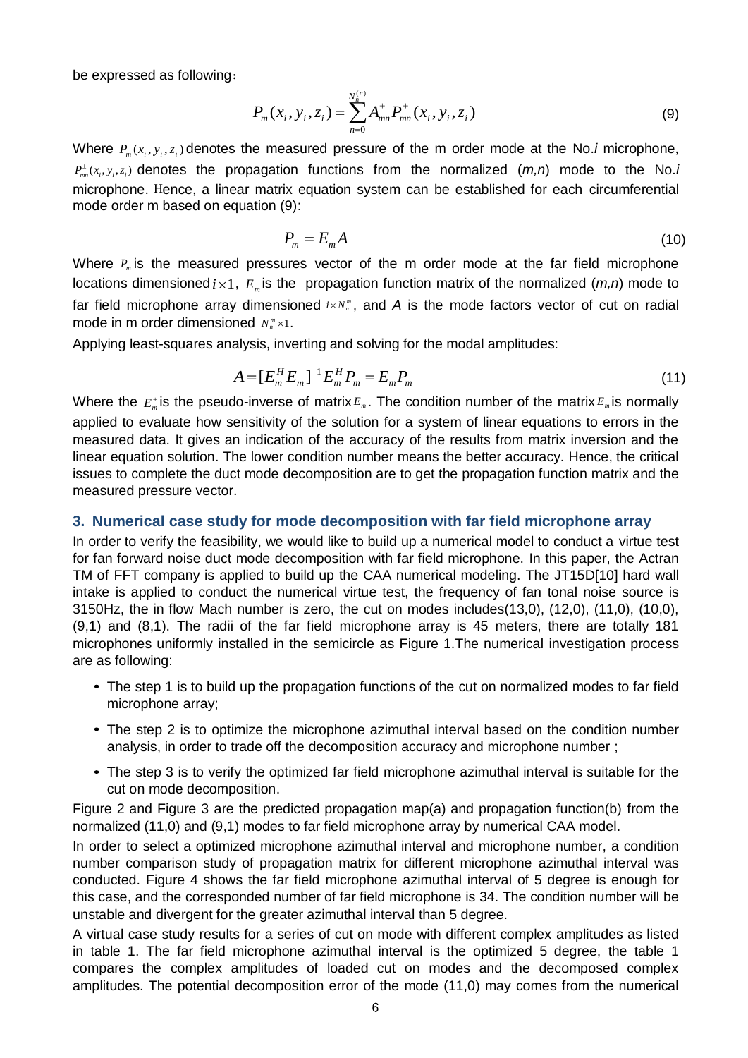be expressed as following：

$$P_m(x_i, y_i, z_i) = \sum_{n=0}^{N_n^{(n)}} A_{mn}^{\pm} P_{mn}^{\pm}(x_i, y_i, z_i) \tag{9}$$

Where $P_m(x_i, y_i, z_i)$ denotes the measured pressure of the m order mode at the No.*i* microphone, $P_{mn}^{\pm}(x_i, y_i, z_i)$ denotes the propagation functions from the normalized (*m,n*) mode to the No.*i* microphone. Hence, a linear matrix equation system can be established for each circumferential mode order m based on equation (9):

$$P_m = E_m A \tag{10}$$

Where $P_m$ is the measured pressures vector of the m order mode at the far field microphone locations dimensioned $i \times 1$, $E_m$ is the propagation function matrix of the normalized (*m,n*) mode to far field microphone array dimensioned $i \times N_n^m$, and *A* is the mode factors vector of cut on radial mode in m order dimensioned $N_n^m \times 1$.

Applying least-squares analysis, inverting and solving for the modal amplitudes:

$$A = [E_m^H E_m]^{-1} E_m^H P_m = E_m^+ P_m \tag{11}$$

Where the $E_m^+$ is the pseudo-inverse of matrix $E_m$. The condition number of the matrix $E_m$ is normally applied to evaluate how sensitivity of the solution for a system of linear equations to errors in the measured data. It gives an indication of the accuracy of the results from matrix inversion and the linear equation solution. The lower condition number means the better accuracy. Hence, the critical issues to complete the duct mode decomposition are to get the propagation function matrix and the measured pressure vector.

## 3. Numerical case study for mode decomposition with far field microphone array

In order to verify the feasibility, we would like to build up a numerical model to conduct a virtue test for fan forward noise duct mode decomposition with far field microphone. In this paper, the Actran TM of FFT company is applied to build up the CAA numerical modeling. The JT15D[10] hard wall intake is applied to conduct the numerical virtue test, the frequency of fan tonal noise source is 3150Hz, the in flow Mach number is zero, the cut on modes includes(13,0), (12,0), (11,0), (10,0), (9,1) and (8,1). The radii of the far field microphone array is 45 meters, there are totally 181 microphones uniformly installed in the semicircle as Figure 1.The numerical investigation process are as following:

- The step 1 is to build up the propagation functions of the cut on normalized modes to far field microphone array;
- The step 2 is to optimize the microphone azimuthal interval based on the condition number analysis, in order to trade off the decomposition accuracy and microphone number ;
- The step 3 is to verify the optimized far field microphone azimuthal interval is suitable for the cut on mode decomposition.

Figure 2 and Figure 3 are the predicted propagation map(a) and propagation function(b) from the normalized (11,0) and (9,1) modes to far field microphone array by numerical CAA model.

In order to select a optimized microphone azimuthal interval and microphone number, a condition number comparison study of propagation matrix for different microphone azimuthal interval was conducted. Figure 4 shows the far field microphone azimuthal interval of 5 degree is enough for this case, and the corresponded number of far field microphone is 34. The condition number will be unstable and divergent for the greater azimuthal interval than 5 degree.

A virtual case study results for a series of cut on mode with different complex amplitudes as listed in table 1. The far field microphone azimuthal interval is the optimized 5 degree, the table 1 compares the complex amplitudes of loaded cut on modes and the decomposed complex amplitudes. The potential decomposition error of the mode (11,0) may comes from the numerical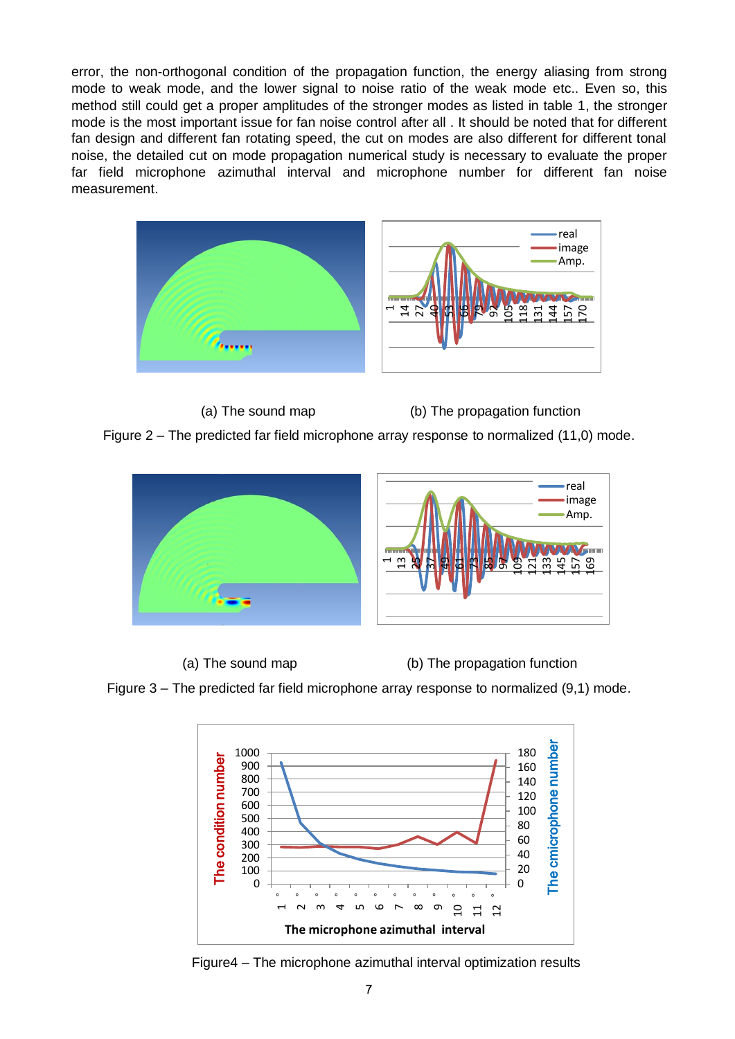error, the non-orthogonal condition of the propagation function, the energy aliasing from strong mode to weak mode, and the lower signal to noise ratio of the weak mode etc.. Even so, this method still could get a proper amplitudes of the stronger modes as listed in table 1, the stronger mode is the most important issue for fan noise control after all . It should be noted that for different fan design and different fan rotating speed, the cut on modes are also different for different tonal noise, the detailed cut on mode propagation numerical study is necessary to evaluate the proper far field microphone azimuthal interval and microphone number for different fan noise measurement.

(a) The sound map (b) The propagation function

Figure 2 – The predicted far field microphone array response to normalized (11,0) mode.

(a) The sound map (b) The propagation function

Figure 3 – The predicted far field microphone array response to normalized (9,1) mode.

Figure4 – The microphone azimuthal interval optimization results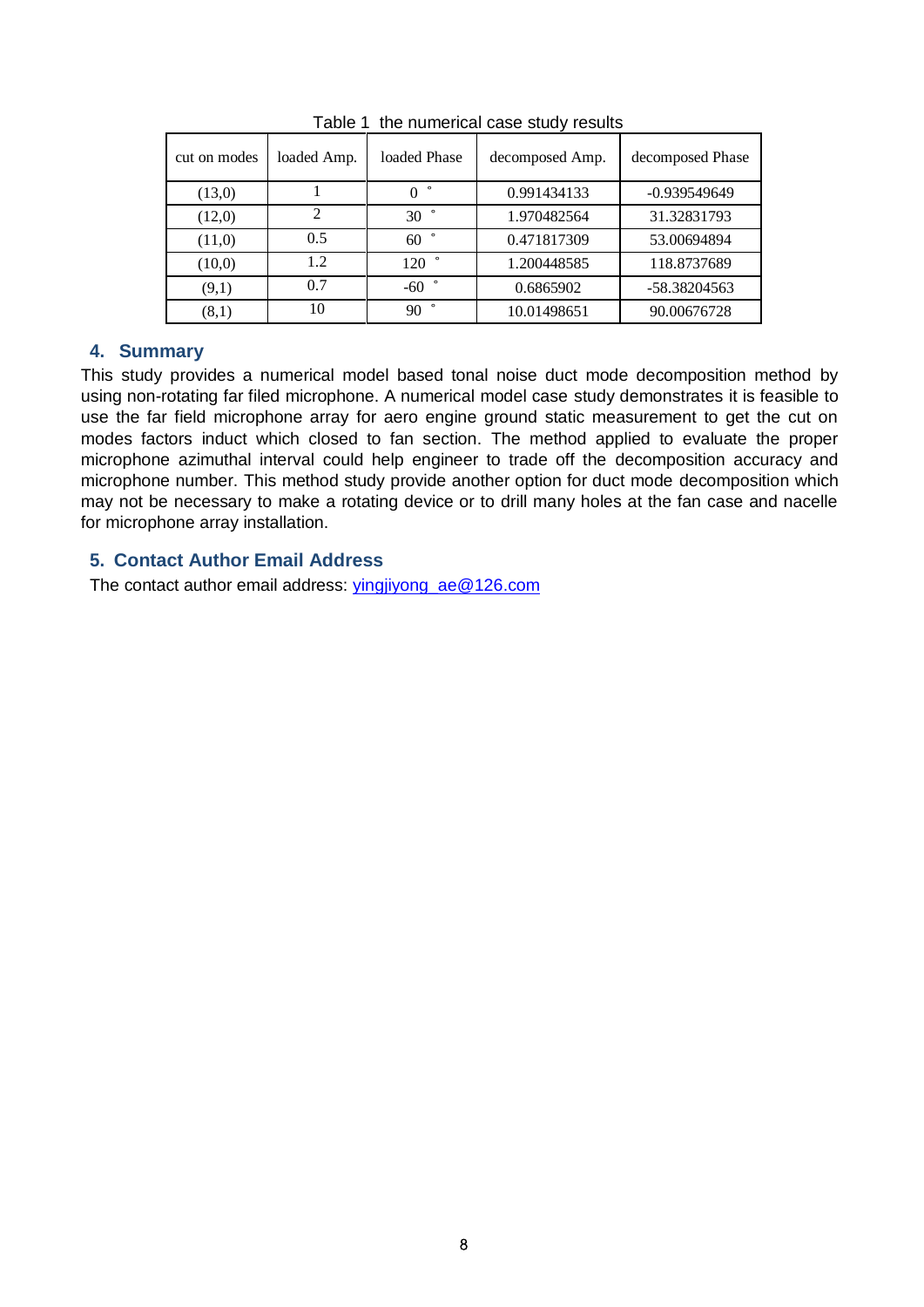Table 1 the numerical case study results

| cut on modes | loaded Amp. | loaded Phase | decomposed Amp. | decomposed Phase |
|---|---|---|---|---|
| (13,0) | 1 | 0 ° | 0.991434133 | -0.939549649 |
| (12,0) | 2 | 30 ° | 1.970482564 | 31.32831793 |
| (11,0) | 0.5 | 60 ° | 0.471817309 | 53.00694894 |
| (10,0) | 1.2 | 120 ° | 1.200448585 | 118.8737689 |
| (9,1) | 0.7 | -60 ° | 0.6865902 | -58.38204563 |
| (8,1) | 10 | 90 ° | 10.01498651 | 90.00676728 |

## 4. Summary

This study provides a numerical model based tonal noise duct mode decomposition method by using non-rotating far filed microphone. A numerical model case study demonstrates it is feasible to use the far field microphone array for aero engine ground static measurement to get the cut on modes factors induct which closed to fan section. The method applied to evaluate the proper microphone azimuthal interval could help engineer to trade off the decomposition accuracy and microphone number. This method study provide another option for duct mode decomposition which may not be necessary to make a rotating device or to drill many holes at the fan case and nacelle for microphone array installation.

## 5. Contact Author Email Address

The contact author email address: yingjiyong_ae@126.com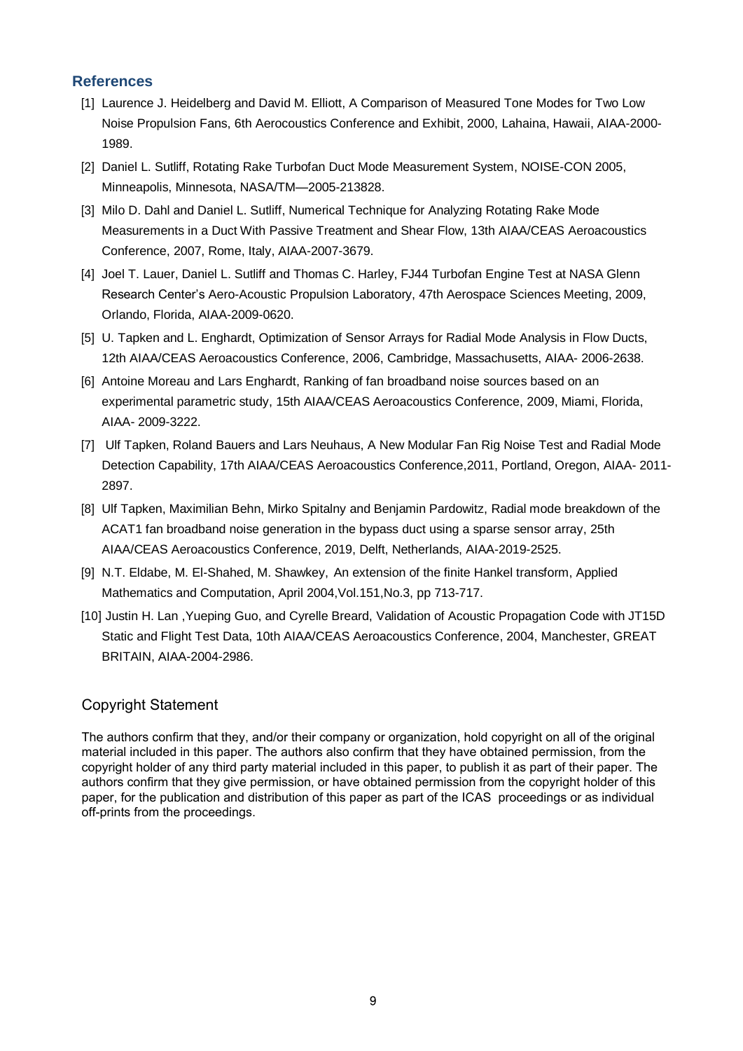## References

[1] Laurence J. Heidelberg and David M. Elliott, A Comparison of Measured Tone Modes for Two Low Noise Propulsion Fans, 6th Aerocoustics Conference and Exhibit, 2000, Lahaina, Hawaii, AIAA-2000-1989.

[2] Daniel L. Sutliff, Rotating Rake Turbofan Duct Mode Measurement System, NOISE-CON 2005, Minneapolis, Minnesota, NASA/TM—2005-213828.

[3] Milo D. Dahl and Daniel L. Sutliff, Numerical Technique for Analyzing Rotating Rake Mode Measurements in a Duct With Passive Treatment and Shear Flow, 13th AIAA/CEAS Aeroacoustics Conference, 2007, Rome, Italy, AIAA-2007-3679.

[4] Joel T. Lauer, Daniel L. Sutliff and Thomas C. Harley, FJ44 Turbofan Engine Test at NASA Glenn Research Center's Aero-Acoustic Propulsion Laboratory, 47th Aerospace Sciences Meeting, 2009, Orlando, Florida, AIAA-2009-0620.

[5] U. Tapken and L. Enghardt, Optimization of Sensor Arrays for Radial Mode Analysis in Flow Ducts, 12th AIAA/CEAS Aeroacoustics Conference, 2006, Cambridge, Massachusetts, AIAA- 2006-2638.

[6] Antoine Moreau and Lars Enghardt, Ranking of fan broadband noise sources based on an experimental parametric study, 15th AIAA/CEAS Aeroacoustics Conference, 2009, Miami, Florida, AIAA- 2009-3222.

[7] Ulf Tapken, Roland Bauers and Lars Neuhaus, A New Modular Fan Rig Noise Test and Radial Mode Detection Capability, 17th AIAA/CEAS Aeroacoustics Conference,2011, Portland, Oregon, AIAA- 2011-2897.

[8] Ulf Tapken, Maximilian Behn, Mirko Spitalny and Benjamin Pardowitz, Radial mode breakdown of the ACAT1 fan broadband noise generation in the bypass duct using a sparse sensor array, 25th AIAA/CEAS Aeroacoustics Conference, 2019, Delft, Netherlands, AIAA-2019-2525.

[9] N.T. Eldabe, M. El-Shahed, M. Shawkey, An extension of the finite Hankel transform, Applied Mathematics and Computation, April 2004,Vol.151,No.3, pp 713-717.

[10] Justin H. Lan ,Yueping Guo, and Cyrelle Breard, Validation of Acoustic Propagation Code with JT15D Static and Flight Test Data, 10th AIAA/CEAS Aeroacoustics Conference, 2004, Manchester, GREAT BRITAIN, AIAA-2004-2986.

## Copyright Statement

The authors confirm that they, and/or their company or organization, hold copyright on all of the original material included in this paper. The authors also confirm that they have obtained permission, from the copyright holder of any third party material included in this paper, to publish it as part of their paper. The authors confirm that they give permission, or have obtained permission from the copyright holder of this paper, for the publication and distribution of this paper as part of the ICAS proceedings or as individual off-prints from the proceedings.